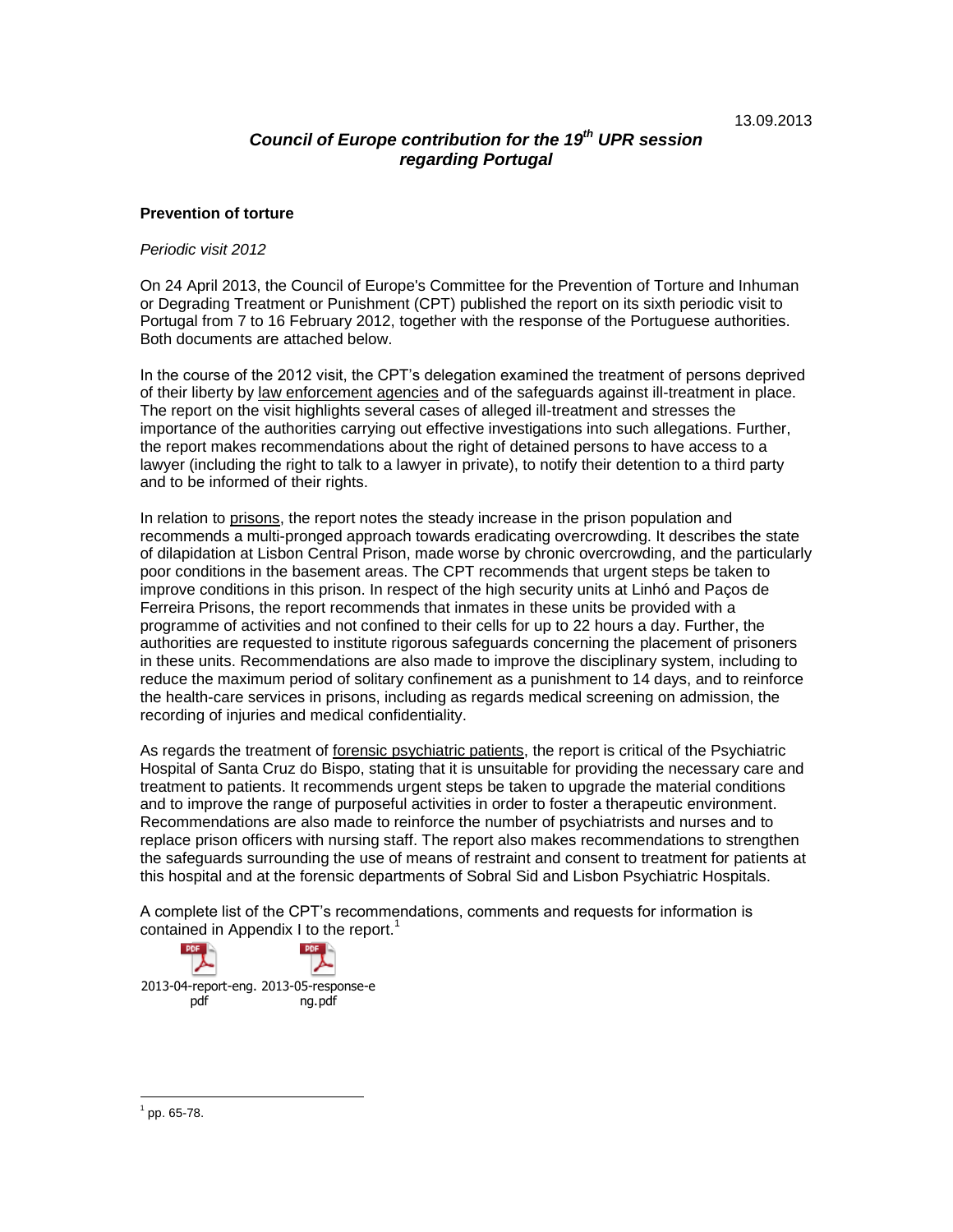13.09.2013

***Council of Europe contribution for the 19th UPR session regarding Portugal***

**Prevention of torture**

*Periodic visit 2012*

On 24 April 2013, the Council of Europe's Committee for the Prevention of Torture and Inhuman or Degrading Treatment or Punishment (CPT) published the report on its sixth periodic visit to Portugal from 7 to 16 February 2012, together with the response of the Portuguese authorities. Both documents are attached below.

In the course of the 2012 visit, the CPT's delegation examined the treatment of persons deprived of their liberty by law enforcement agencies and of the safeguards against ill-treatment in place. The report on the visit highlights several cases of alleged ill-treatment and stresses the importance of the authorities carrying out effective investigations into such allegations. Further, the report makes recommendations about the right of detained persons to have access to a lawyer (including the right to talk to a lawyer in private), to notify their detention to a third party and to be informed of their rights.

In relation to prisons, the report notes the steady increase in the prison population and recommends a multi-pronged approach towards eradicating overcrowding. It describes the state of dilapidation at Lisbon Central Prison, made worse by chronic overcrowding, and the particularly poor conditions in the basement areas. The CPT recommends that urgent steps be taken to improve conditions in this prison. In respect of the high security units at Linhó and Paços de Ferreira Prisons, the report recommends that inmates in these units be provided with a programme of activities and not confined to their cells for up to 22 hours a day. Further, the authorities are requested to institute rigorous safeguards concerning the placement of prisoners in these units. Recommendations are also made to improve the disciplinary system, including to reduce the maximum period of solitary confinement as a punishment to 14 days, and to reinforce the health-care services in prisons, including as regards medical screening on admission, the recording of injuries and medical confidentiality.

As regards the treatment of forensic psychiatric patients, the report is critical of the Psychiatric Hospital of Santa Cruz do Bispo, stating that it is unsuitable for providing the necessary care and treatment to patients. It recommends urgent steps be taken to upgrade the material conditions and to improve the range of purposeful activities in order to foster a therapeutic environment. Recommendations are also made to reinforce the number of psychiatrists and nurses and to replace prison officers with nursing staff. The report also makes recommendations to strengthen the safeguards surrounding the use of means of restraint and consent to treatment for patients at this hospital and at the forensic departments of Sobral Sid and Lisbon Psychiatric Hospitals.

A complete list of the CPT's recommendations, comments and requests for information is contained in Appendix I to the report.[1]

2013-04-report-eng.pdf 2013-05-response-eng.pdf

[1] pp. 65-78.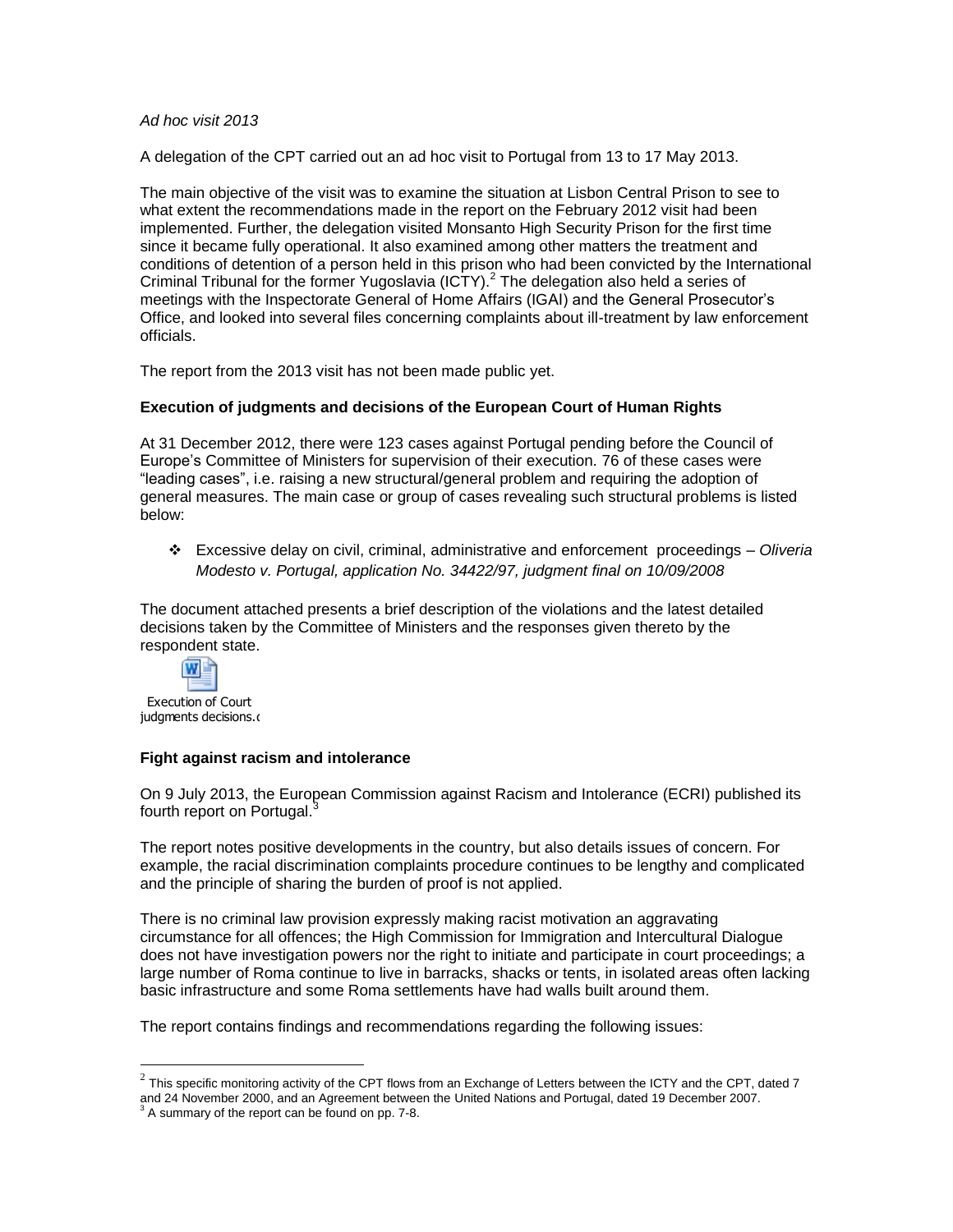*Ad hoc visit 2013*

A delegation of the CPT carried out an ad hoc visit to Portugal from 13 to 17 May 2013.

The main objective of the visit was to examine the situation at Lisbon Central Prison to see to what extent the recommendations made in the report on the February 2012 visit had been implemented. Further, the delegation visited Monsanto High Security Prison for the first time since it became fully operational. It also examined among other matters the treatment and conditions of detention of a person held in this prison who had been convicted by the International Criminal Tribunal for the former Yugoslavia (ICTY).[2] The delegation also held a series of meetings with the Inspectorate General of Home Affairs (IGAI) and the General Prosecutor's Office, and looked into several files concerning complaints about ill-treatment by law enforcement officials.

The report from the 2013 visit has not been made public yet.

**Execution of judgments and decisions of the European Court of Human Rights**

At 31 December 2012, there were 123 cases against Portugal pending before the Council of Europe's Committee of Ministers for supervision of their execution. 76 of these cases were "leading cases", i.e. raising a new structural/general problem and requiring the adoption of general measures. The main case or group of cases revealing such structural problems is listed below:

- Excessive delay on civil, criminal, administrative and enforcement proceedings – *Oliveria Modesto v. Portugal, application No. 34422/97, judgment final on 10/09/2008*

The document attached presents a brief description of the violations and the latest detailed decisions taken by the Committee of Ministers and the responses given thereto by the respondent state.

Execution of Court judgments decisions.d

**Fight against racism and intolerance**

On 9 July 2013, the European Commission against Racism and Intolerance (ECRI) published its fourth report on Portugal.[3]

The report notes positive developments in the country, but also details issues of concern. For example, the racial discrimination complaints procedure continues to be lengthy and complicated and the principle of sharing the burden of proof is not applied.

There is no criminal law provision expressly making racist motivation an aggravating circumstance for all offences; the High Commission for Immigration and Intercultural Dialogue does not have investigation powers nor the right to initiate and participate in court proceedings; a large number of Roma continue to live in barracks, shacks or tents, in isolated areas often lacking basic infrastructure and some Roma settlements have had walls built around them.

The report contains findings and recommendations regarding the following issues:

---

[2] This specific monitoring activity of the CPT flows from an Exchange of Letters between the ICTY and the CPT, dated 7 and 24 November 2000, and an Agreement between the United Nations and Portugal, dated 19 December 2007.

[3] A summary of the report can be found on pp. 7-8.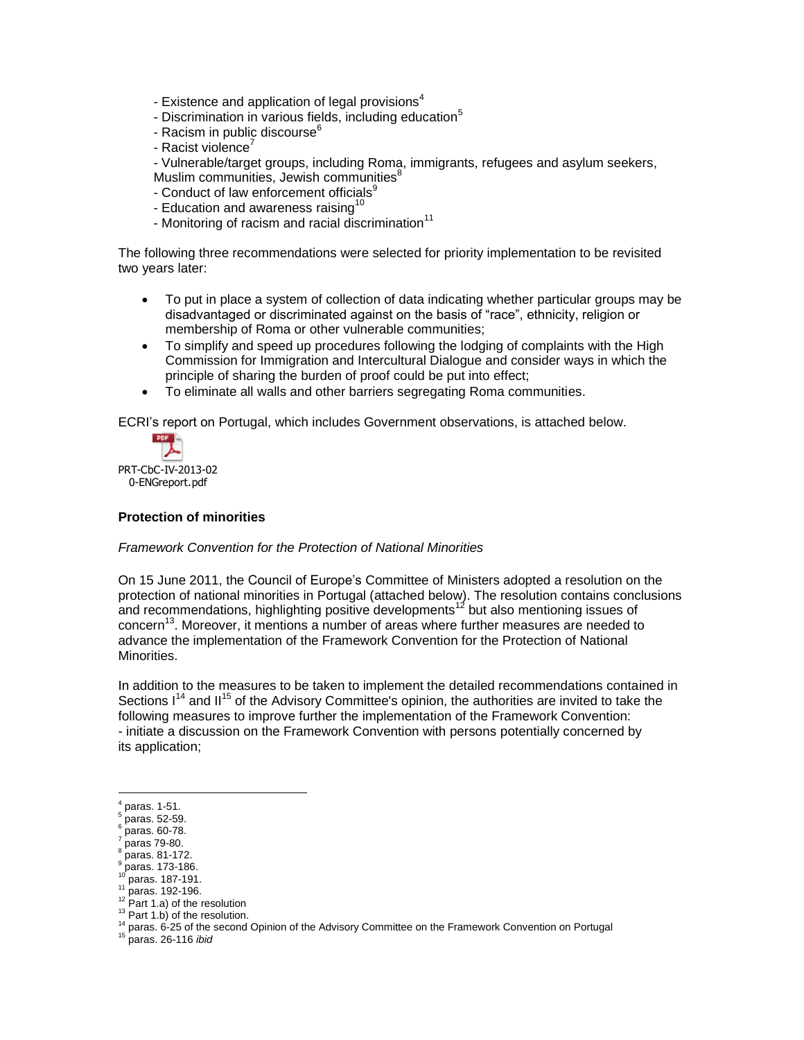- Existence and application of legal provisions[4]
- Discrimination in various fields, including education[5]
- Racism in public discourse[6]
- Racist violence[7]
- Vulnerable/target groups, including Roma, immigrants, refugees and asylum seekers, Muslim communities, Jewish communities[8]
- Conduct of law enforcement officials[9]
- Education and awareness raising[10]
- Monitoring of racism and racial discrimination[11]

The following three recommendations were selected for priority implementation to be revisited two years later:

- To put in place a system of collection of data indicating whether particular groups may be disadvantaged or discriminated against on the basis of "race", ethnicity, religion or membership of Roma or other vulnerable communities;
- To simplify and speed up procedures following the lodging of complaints with the High Commission for Immigration and Intercultural Dialogue and consider ways in which the principle of sharing the burden of proof could be put into effect;
- To eliminate all walls and other barriers segregating Roma communities.

ECRI's report on Portugal, which includes Government observations, is attached below.

PRT-CbC-IV-2013-020-ENGreport.pdf

### Protection of minorities

*Framework Convention for the Protection of National Minorities*

On 15 June 2011, the Council of Europe's Committee of Ministers adopted a resolution on the protection of national minorities in Portugal (attached below). The resolution contains conclusions and recommendations, highlighting positive developments[12] but also mentioning issues of concern[13]. Moreover, it mentions a number of areas where further measures are needed to advance the implementation of the Framework Convention for the Protection of National Minorities.

In addition to the measures to be taken to implement the detailed recommendations contained in Sections I[14] and II[15] of the Advisory Committee's opinion, the authorities are invited to take the following measures to improve further the implementation of the Framework Convention:
- initiate a discussion on the Framework Convention with persons potentially concerned by its application;

---

[4] paras. 1-51.
[5] paras. 52-59.
[6] paras. 60-78.
[7] paras 79-80.
[8] paras. 81-172.
[9] paras. 173-186.
[10] paras. 187-191.
[11] paras. 192-196.
[12] Part 1.a) of the resolution
[13] Part 1.b) of the resolution.
[14] paras. 6-25 of the second Opinion of the Advisory Committee on the Framework Convention on Portugal
[15] paras. 26-116 *ibid*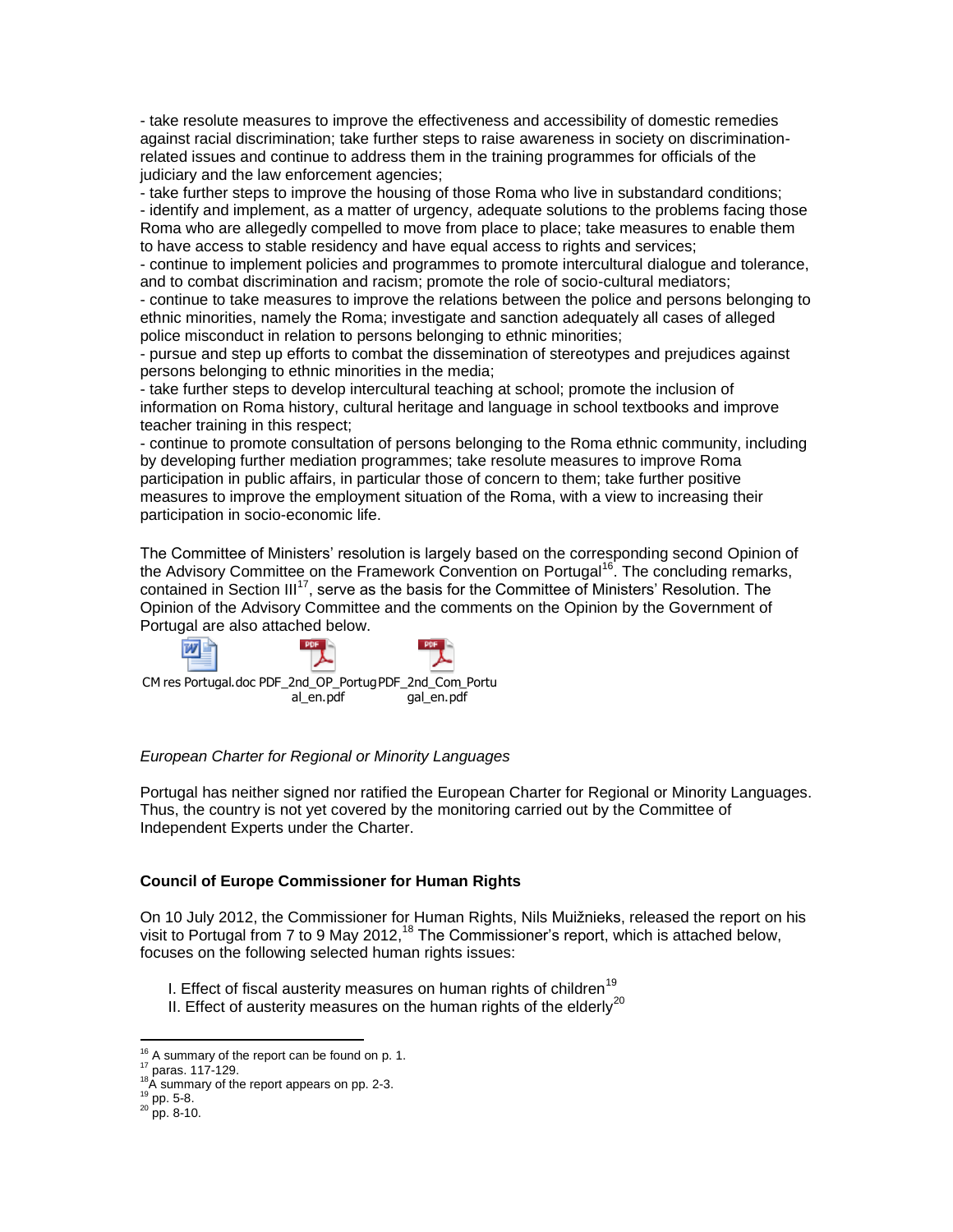- take resolute measures to improve the effectiveness and accessibility of domestic remedies against racial discrimination; take further steps to raise awareness in society on discrimination-related issues and continue to address them in the training programmes for officials of the judiciary and the law enforcement agencies;
- take further steps to improve the housing of those Roma who live in substandard conditions;
- identify and implement, as a matter of urgency, adequate solutions to the problems facing those Roma who are allegedly compelled to move from place to place; take measures to enable them to have access to stable residency and have equal access to rights and services;
- continue to implement policies and programmes to promote intercultural dialogue and tolerance, and to combat discrimination and racism; promote the role of socio-cultural mediators;
- continue to take measures to improve the relations between the police and persons belonging to ethnic minorities, namely the Roma; investigate and sanction adequately all cases of alleged police misconduct in relation to persons belonging to ethnic minorities;
- pursue and step up efforts to combat the dissemination of stereotypes and prejudices against persons belonging to ethnic minorities in the media;
- take further steps to develop intercultural teaching at school; promote the inclusion of information on Roma history, cultural heritage and language in school textbooks and improve teacher training in this respect;
- continue to promote consultation of persons belonging to the Roma ethnic community, including by developing further mediation programmes; take resolute measures to improve Roma participation in public affairs, in particular those of concern to them; take further positive measures to improve the employment situation of the Roma, with a view to increasing their participation in socio-economic life.

The Committee of Ministers' resolution is largely based on the corresponding second Opinion of the Advisory Committee on the Framework Convention on Portugal[16]. The concluding remarks, contained in Section III[17], serve as the basis for the Committee of Ministers' Resolution. The Opinion of the Advisory Committee and the comments on the Opinion by the Government of Portugal are also attached below.

CM res Portugal.doc PDF_2nd_OP_Portugal_en.pdf PDF_2nd_Com_Portugal_en.pdf

*European Charter for Regional or Minority Languages*

Portugal has neither signed nor ratified the European Charter for Regional or Minority Languages. Thus, the country is not yet covered by the monitoring carried out by the Committee of Independent Experts under the Charter.

**Council of Europe Commissioner for Human Rights**

On 10 July 2012, the Commissioner for Human Rights, Nils Muižnieks, released the report on his visit to Portugal from 7 to 9 May 2012,[18] The Commissioner's report, which is attached below, focuses on the following selected human rights issues:

I. Effect of fiscal austerity measures on human rights of children[19]
II. Effect of austerity measures on the human rights of the elderly[20]

---

[16] A summary of the report can be found on p. 1.
[17] paras. 117-129.
[18] A summary of the report appears on pp. 2-3.
[19] pp. 5-8.
[20] pp. 8-10.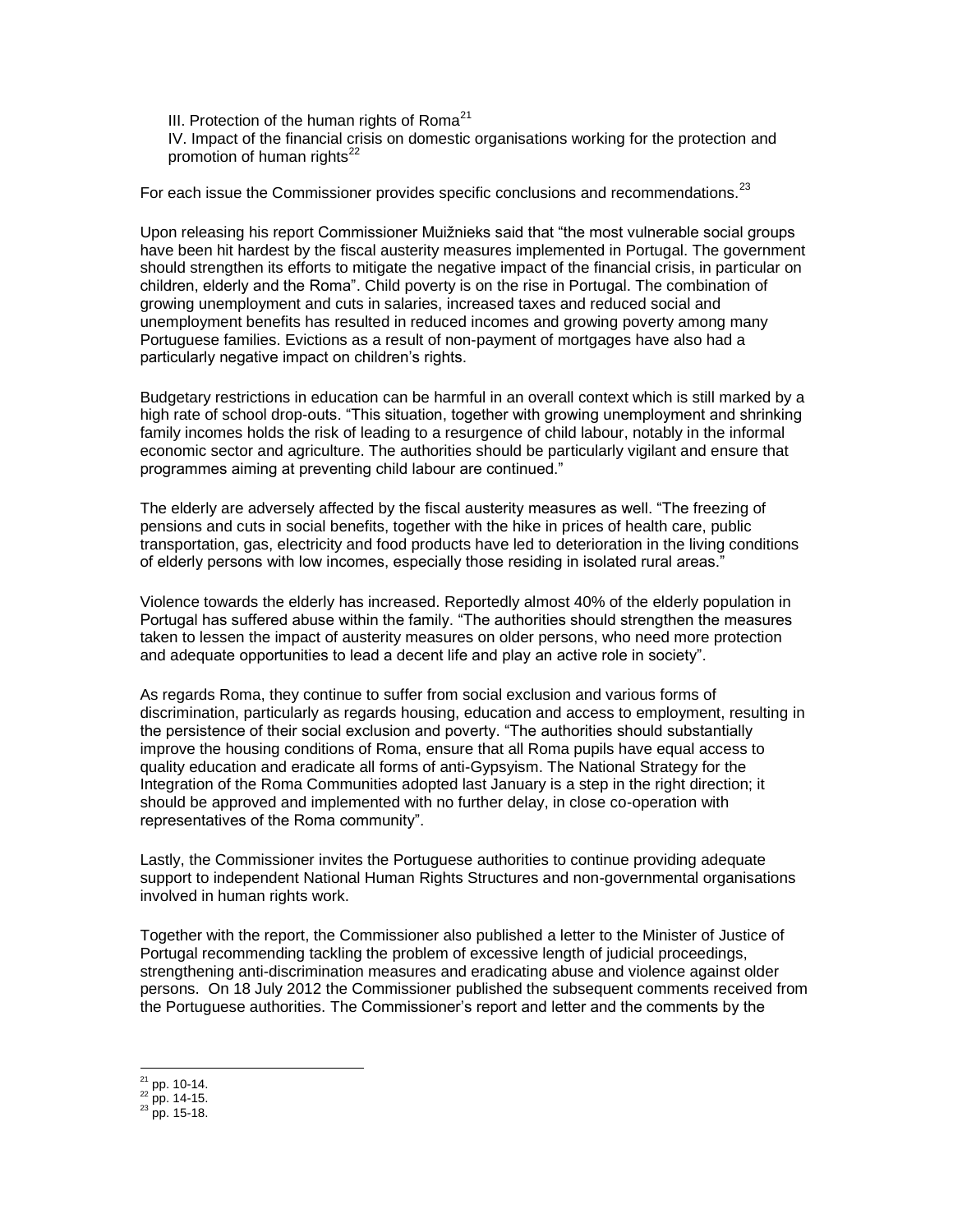III. Protection of the human rights of Roma[21]
IV. Impact of the financial crisis on domestic organisations working for the protection and promotion of human rights[22]

For each issue the Commissioner provides specific conclusions and recommendations.[23]

Upon releasing his report Commissioner Muižnieks said that "the most vulnerable social groups have been hit hardest by the fiscal austerity measures implemented in Portugal. The government should strengthen its efforts to mitigate the negative impact of the financial crisis, in particular on children, elderly and the Roma". Child poverty is on the rise in Portugal. The combination of growing unemployment and cuts in salaries, increased taxes and reduced social and unemployment benefits has resulted in reduced incomes and growing poverty among many Portuguese families. Evictions as a result of non-payment of mortgages have also had a particularly negative impact on children's rights.

Budgetary restrictions in education can be harmful in an overall context which is still marked by a high rate of school drop-outs. "This situation, together with growing unemployment and shrinking family incomes holds the risk of leading to a resurgence of child labour, notably in the informal economic sector and agriculture. The authorities should be particularly vigilant and ensure that programmes aiming at preventing child labour are continued."

The elderly are adversely affected by the fiscal austerity measures as well. "The freezing of pensions and cuts in social benefits, together with the hike in prices of health care, public transportation, gas, electricity and food products have led to deterioration in the living conditions of elderly persons with low incomes, especially those residing in isolated rural areas."

Violence towards the elderly has increased. Reportedly almost 40% of the elderly population in Portugal has suffered abuse within the family. "The authorities should strengthen the measures taken to lessen the impact of austerity measures on older persons, who need more protection and adequate opportunities to lead a decent life and play an active role in society".

As regards Roma, they continue to suffer from social exclusion and various forms of discrimination, particularly as regards housing, education and access to employment, resulting in the persistence of their social exclusion and poverty. "The authorities should substantially improve the housing conditions of Roma, ensure that all Roma pupils have equal access to quality education and eradicate all forms of anti-Gypsyism. The National Strategy for the Integration of the Roma Communities adopted last January is a step in the right direction; it should be approved and implemented with no further delay, in close co-operation with representatives of the Roma community".

Lastly, the Commissioner invites the Portuguese authorities to continue providing adequate support to independent National Human Rights Structures and non-governmental organisations involved in human rights work.

Together with the report, the Commissioner also published a letter to the Minister of Justice of Portugal recommending tackling the problem of excessive length of judicial proceedings, strengthening anti-discrimination measures and eradicating abuse and violence against older persons. On 18 July 2012 the Commissioner published the subsequent comments received from the Portuguese authorities. The Commissioner's report and letter and the comments by the

[21] pp. 10-14.
[22] pp. 14-15.
[23] pp. 15-18.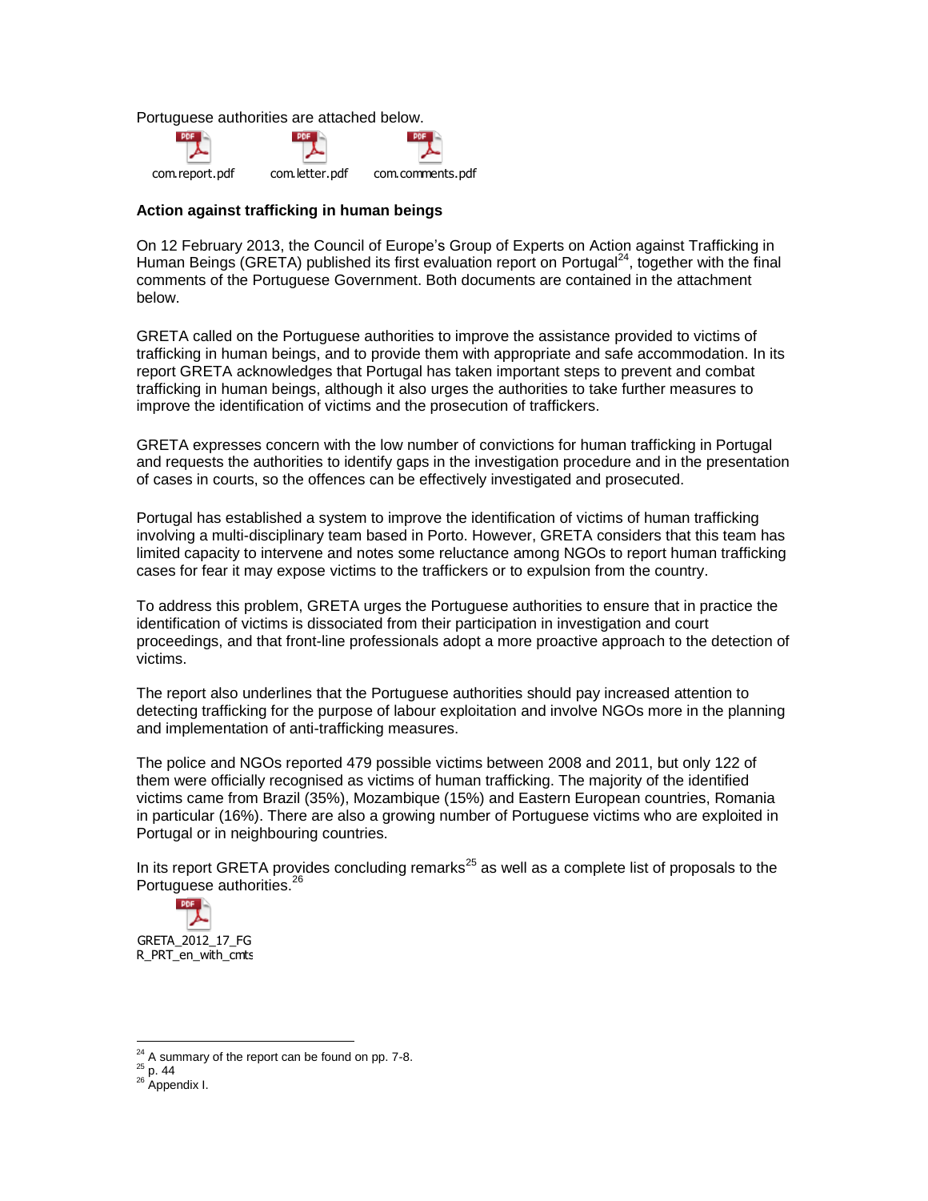Portuguese authorities are attached below.

com.report.pdf com.letter.pdf com.comments.pdf

**Action against trafficking in human beings**

On 12 February 2013, the Council of Europe's Group of Experts on Action against Trafficking in Human Beings (GRETA) published its first evaluation report on Portugal[24], together with the final comments of the Portuguese Government. Both documents are contained in the attachment below.

GRETA called on the Portuguese authorities to improve the assistance provided to victims of trafficking in human beings, and to provide them with appropriate and safe accommodation. In its report GRETA acknowledges that Portugal has taken important steps to prevent and combat trafficking in human beings, although it also urges the authorities to take further measures to improve the identification of victims and the prosecution of traffickers.

GRETA expresses concern with the low number of convictions for human trafficking in Portugal and requests the authorities to identify gaps in the investigation procedure and in the presentation of cases in courts, so the offences can be effectively investigated and prosecuted.

Portugal has established a system to improve the identification of victims of human trafficking involving a multi-disciplinary team based in Porto. However, GRETA considers that this team has limited capacity to intervene and notes some reluctance among NGOs to report human trafficking cases for fear it may expose victims to the traffickers or to expulsion from the country.

To address this problem, GRETA urges the Portuguese authorities to ensure that in practice the identification of victims is dissociated from their participation in investigation and court proceedings, and that front-line professionals adopt a more proactive approach to the detection of victims.

The report also underlines that the Portuguese authorities should pay increased attention to detecting trafficking for the purpose of labour exploitation and involve NGOs more in the planning and implementation of anti-trafficking measures.

The police and NGOs reported 479 possible victims between 2008 and 2011, but only 122 of them were officially recognised as victims of human trafficking. The majority of the identified victims came from Brazil (35%), Mozambique (15%) and Eastern European countries, Romania in particular (16%). There are also a growing number of Portuguese victims who are exploited in Portugal or in neighbouring countries.

In its report GRETA provides concluding remarks[25] as well as a complete list of proposals to the Portuguese authorities.[26]

GRETA_2012_17_FGR_PRT_en_with_cmts

---

[24] A summary of the report can be found on pp. 7-8.

[25] p. 44

[26] Appendix I.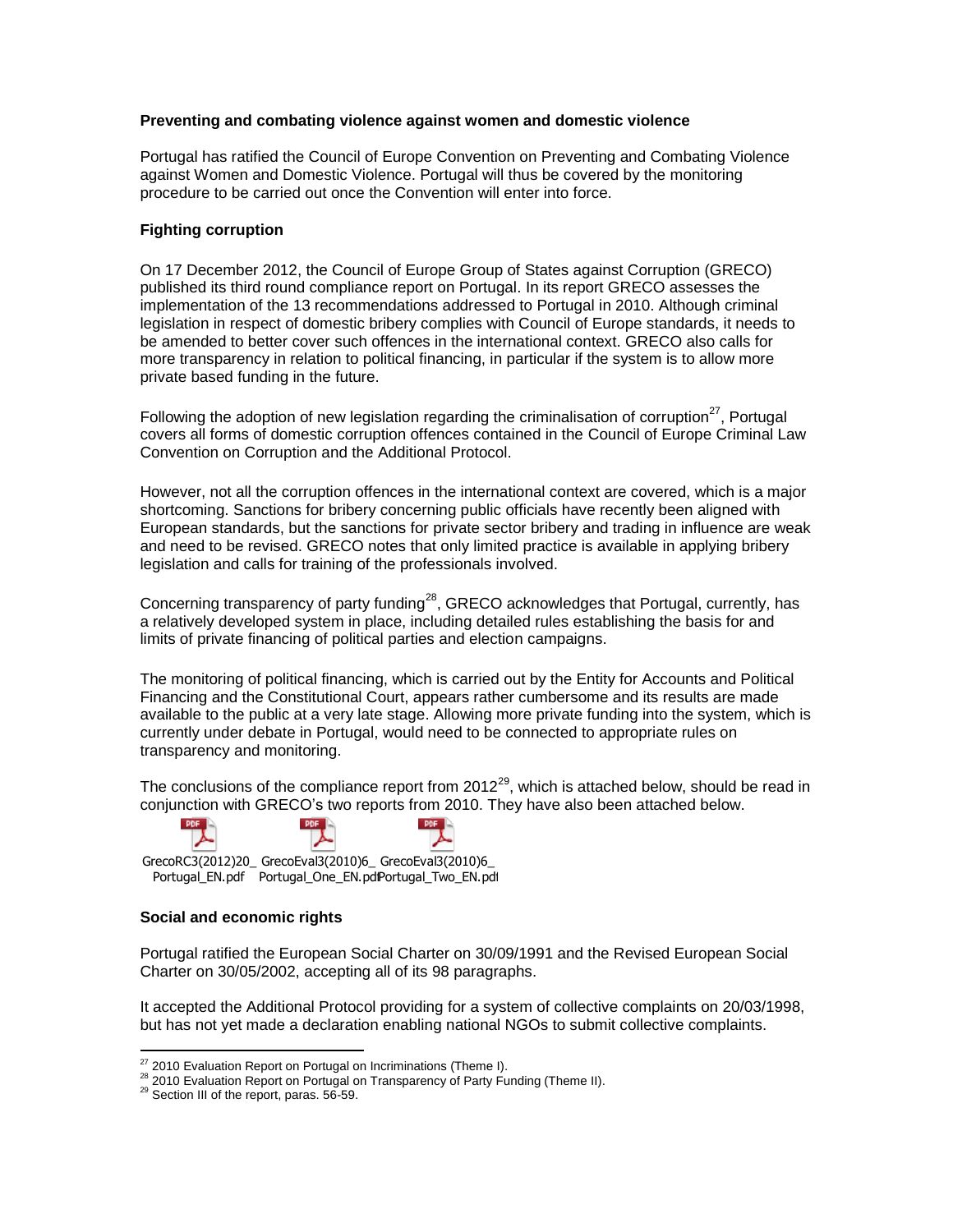**Preventing and combating violence against women and domestic violence**

Portugal has ratified the Council of Europe Convention on Preventing and Combating Violence against Women and Domestic Violence. Portugal will thus be covered by the monitoring procedure to be carried out once the Convention will enter into force.

**Fighting corruption**

On 17 December 2012, the Council of Europe Group of States against Corruption (GRECO) published its third round compliance report on Portugal. In its report GRECO assesses the implementation of the 13 recommendations addressed to Portugal in 2010. Although criminal legislation in respect of domestic bribery complies with Council of Europe standards, it needs to be amended to better cover such offences in the international context. GRECO also calls for more transparency in relation to political financing, in particular if the system is to allow more private based funding in the future.

Following the adoption of new legislation regarding the criminalisation of corruption[27], Portugal covers all forms of domestic corruption offences contained in the Council of Europe Criminal Law Convention on Corruption and the Additional Protocol.

However, not all the corruption offences in the international context are covered, which is a major shortcoming. Sanctions for bribery concerning public officials have recently been aligned with European standards, but the sanctions for private sector bribery and trading in influence are weak and need to be revised. GRECO notes that only limited practice is available in applying bribery legislation and calls for training of the professionals involved.

Concerning transparency of party funding[28], GRECO acknowledges that Portugal, currently, has a relatively developed system in place, including detailed rules establishing the basis for and limits of private financing of political parties and election campaigns.

The monitoring of political financing, which is carried out by the Entity for Accounts and Political Financing and the Constitutional Court, appears rather cumbersome and its results are made available to the public at a very late stage. Allowing more private funding into the system, which is currently under debate in Portugal, would need to be connected to appropriate rules on transparency and monitoring.

The conclusions of the compliance report from 2012[29], which is attached below, should be read in conjunction with GRECO's two reports from 2010. They have also been attached below.

GrecoRC3(2012)20_Portugal_EN.pdf GrecoEval3(2010)6_Portugal_One_EN.pdf GrecoEval3(2010)6_Portugal_Two_EN.pdf

**Social and economic rights**

Portugal ratified the European Social Charter on 30/09/1991 and the Revised European Social Charter on 30/05/2002, accepting all of its 98 paragraphs.

It accepted the Additional Protocol providing for a system of collective complaints on 20/03/1998, but has not yet made a declaration enabling national NGOs to submit collective complaints.

---

[27] 2010 Evaluation Report on Portugal on Incriminations (Theme I).

[28] 2010 Evaluation Report on Portugal on Transparency of Party Funding (Theme II).

[29] Section III of the report, paras. 56-59.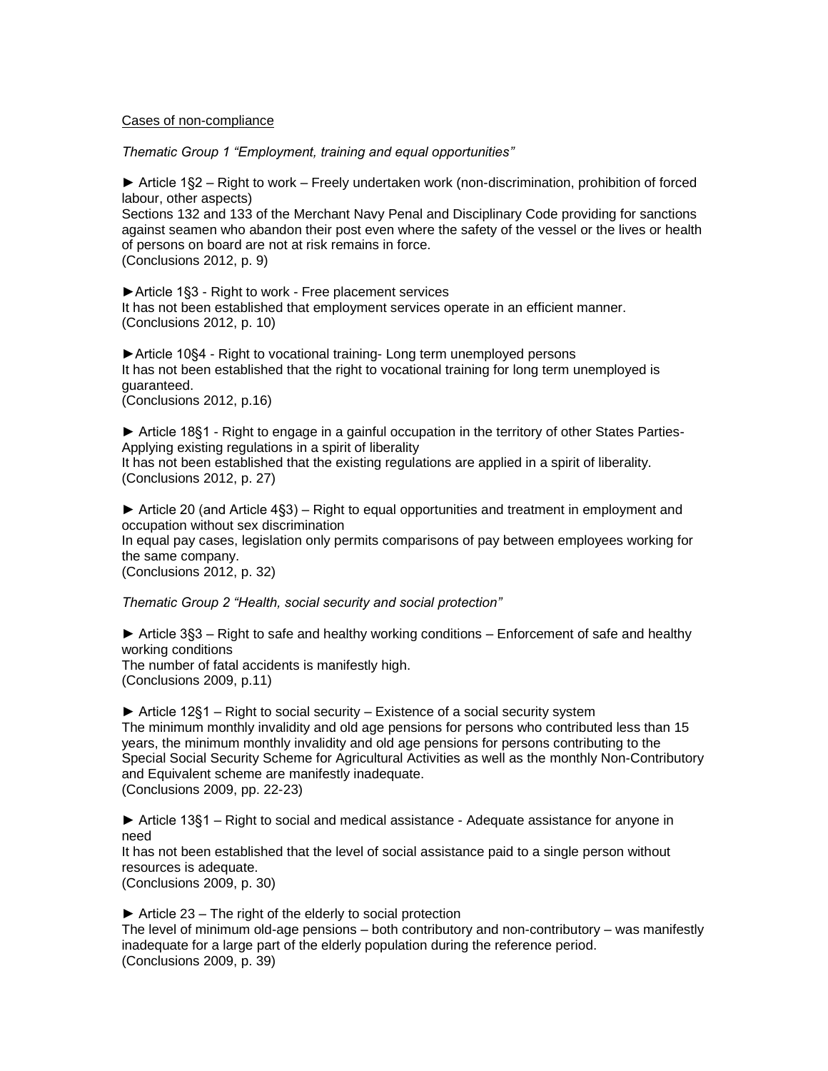Cases of non-compliance

*Thematic Group 1 "Employment, training and equal opportunities"*

► Article 1§2 – Right to work – Freely undertaken work (non-discrimination, prohibition of forced labour, other aspects)
Sections 132 and 133 of the Merchant Navy Penal and Disciplinary Code providing for sanctions against seamen who abandon their post even where the safety of the vessel or the lives or health of persons on board are not at risk remains in force.
(Conclusions 2012, p. 9)

►Article 1§3 - Right to work - Free placement services
It has not been established that employment services operate in an efficient manner.
(Conclusions 2012, p. 10)

►Article 10§4 - Right to vocational training- Long term unemployed persons
It has not been established that the right to vocational training for long term unemployed is guaranteed.
(Conclusions 2012, p.16)

► Article 18§1 - Right to engage in a gainful occupation in the territory of other States Parties- Applying existing regulations in a spirit of liberality
It has not been established that the existing regulations are applied in a spirit of liberality.
(Conclusions 2012, p. 27)

► Article 20 (and Article 4§3) – Right to equal opportunities and treatment in employment and occupation without sex discrimination
In equal pay cases, legislation only permits comparisons of pay between employees working for the same company.
(Conclusions 2012, p. 32)

*Thematic Group 2 "Health, social security and social protection"*

► Article 3§3 – Right to safe and healthy working conditions – Enforcement of safe and healthy working conditions
The number of fatal accidents is manifestly high.
(Conclusions 2009, p.11)

► Article 12§1 – Right to social security – Existence of a social security system
The minimum monthly invalidity and old age pensions for persons who contributed less than 15 years, the minimum monthly invalidity and old age pensions for persons contributing to the Special Social Security Scheme for Agricultural Activities as well as the monthly Non-Contributory and Equivalent scheme are manifestly inadequate.
(Conclusions 2009, pp. 22-23)

► Article 13§1 – Right to social and medical assistance - Adequate assistance for anyone in need
It has not been established that the level of social assistance paid to a single person without resources is adequate.
(Conclusions 2009, p. 30)

► Article 23 – The right of the elderly to social protection
The level of minimum old-age pensions – both contributory and non-contributory – was manifestly inadequate for a large part of the elderly population during the reference period.
(Conclusions 2009, p. 39)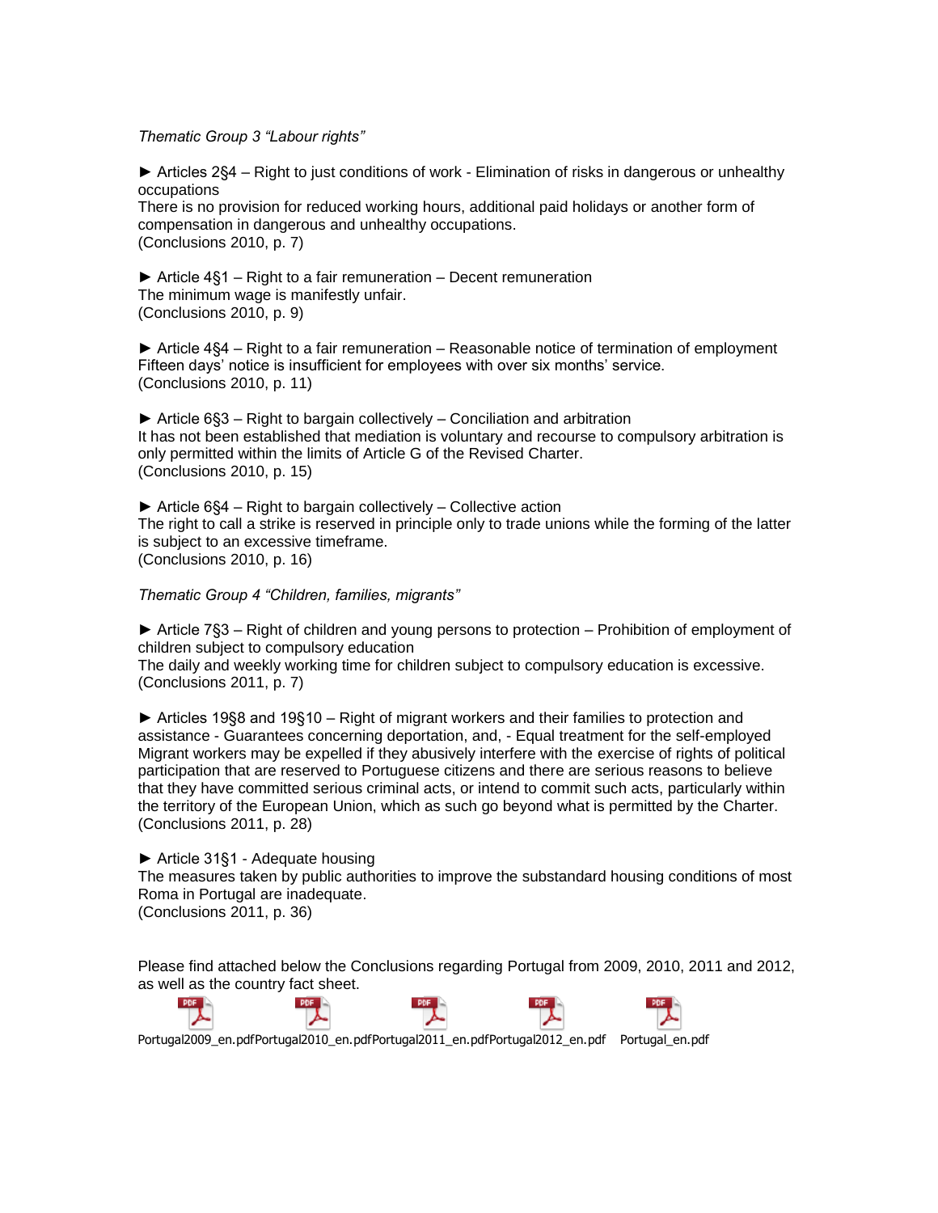*Thematic Group 3 “Labour rights”*

► Articles 2§4 – Right to just conditions of work - Elimination of risks in dangerous or unhealthy occupations
There is no provision for reduced working hours, additional paid holidays or another form of compensation in dangerous and unhealthy occupations.
(Conclusions 2010, p. 7)

► Article 4§1 – Right to a fair remuneration – Decent remuneration
The minimum wage is manifestly unfair.
(Conclusions 2010, p. 9)

► Article 4§4 – Right to a fair remuneration – Reasonable notice of termination of employment
Fifteen days’ notice is insufficient for employees with over six months’ service.
(Conclusions 2010, p. 11)

► Article 6§3 – Right to bargain collectively – Conciliation and arbitration
It has not been established that mediation is voluntary and recourse to compulsory arbitration is only permitted within the limits of Article G of the Revised Charter.
(Conclusions 2010, p. 15)

► Article 6§4 – Right to bargain collectively – Collective action
The right to call a strike is reserved in principle only to trade unions while the forming of the latter is subject to an excessive timeframe.
(Conclusions 2010, p. 16)

*Thematic Group 4 “Children, families, migrants”*

► Article 7§3 – Right of children and young persons to protection – Prohibition of employment of children subject to compulsory education
The daily and weekly working time for children subject to compulsory education is excessive.
(Conclusions 2011, p. 7)

► Articles 19§8 and 19§10 – Right of migrant workers and their families to protection and assistance - Guarantees concerning deportation, and, - Equal treatment for the self-employed
Migrant workers may be expelled if they abusively interfere with the exercise of rights of political participation that are reserved to Portuguese citizens and there are serious reasons to believe that they have committed serious criminal acts, or intend to commit such acts, particularly within the territory of the European Union, which as such go beyond what is permitted by the Charter.
(Conclusions 2011, p. 28)

► Article 31§1 - Adequate housing
The measures taken by public authorities to improve the substandard housing conditions of most Roma in Portugal are inadequate.
(Conclusions 2011, p. 36)

Please find attached below the Conclusions regarding Portugal from 2009, 2010, 2011 and 2012, as well as the country fact sheet.

Portugal2009_en.pdf Portugal2010_en.pdf Portugal2011_en.pdf Portugal2012_en.pdf Portugal_en.pdf